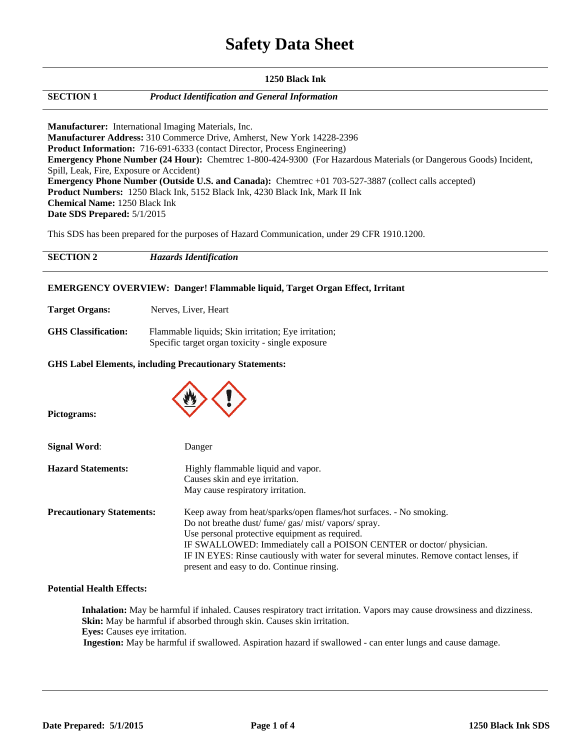# Safety Data Sheet

**1250 Black Ink**

**SECTION 1** *Product Identification and General Information*

**Manufacturer:** International Imaging Materials, Inc.
**Manufacturer Address:** 310 Commerce Drive, Amherst, New York 14228-2396
**Product Information:** 716-691-6333 (contact Director, Process Engineering)
**Emergency Phone Number (24 Hour):** Chemtrec 1-800-424-9300 (For Hazardous Materials (or Dangerous Goods) Incident, Spill, Leak, Fire, Exposure or Accident)
**Emergency Phone Number (Outside U.S. and Canada):** Chemtrec +01 703-527-3887 (collect calls accepted)
**Product Numbers:** 1250 Black Ink, 5152 Black Ink, 4230 Black Ink, Mark II Ink
**Chemical Name:** 1250 Black Ink
**Date SDS Prepared:** 5/1/2015

This SDS has been prepared for the purposes of Hazard Communication, under 29 CFR 1910.1200.

**SECTION 2** *Hazards Identification*

**EMERGENCY OVERVIEW: Danger! Flammable liquid, Target Organ Effect, Irritant**

**Target Organs:** Nerves, Liver, Heart

**GHS Classification:** Flammable liquids; Skin irritation; Eye irritation; Specific target organ toxicity - single exposure

**GHS Label Elements, including Precautionary Statements:**

**Pictograms:**

**Signal Word**: Danger

**Hazard Statements:**
Highly flammable liquid and vapor.
Causes skin and eye irritation.
May cause respiratory irritation.

**Precautionary Statements:**
Keep away from heat/sparks/open flames/hot surfaces. - No smoking.
Do not breathe dust/ fume/ gas/ mist/ vapors/ spray.
Use personal protective equipment as required.
IF SWALLOWED: Immediately call a POISON CENTER or doctor/ physician.
IF IN EYES: Rinse cautiously with water for several minutes. Remove contact lenses, if present and easy to do. Continue rinsing.

**Potential Health Effects:**

**Inhalation:** May be harmful if inhaled. Causes respiratory tract irritation. Vapors may cause drowsiness and dizziness.
**Skin:** May be harmful if absorbed through skin. Causes skin irritation.
**Eyes:** Causes eye irritation.
**Ingestion:** May be harmful if swallowed. Aspiration hazard if swallowed - can enter lungs and cause damage.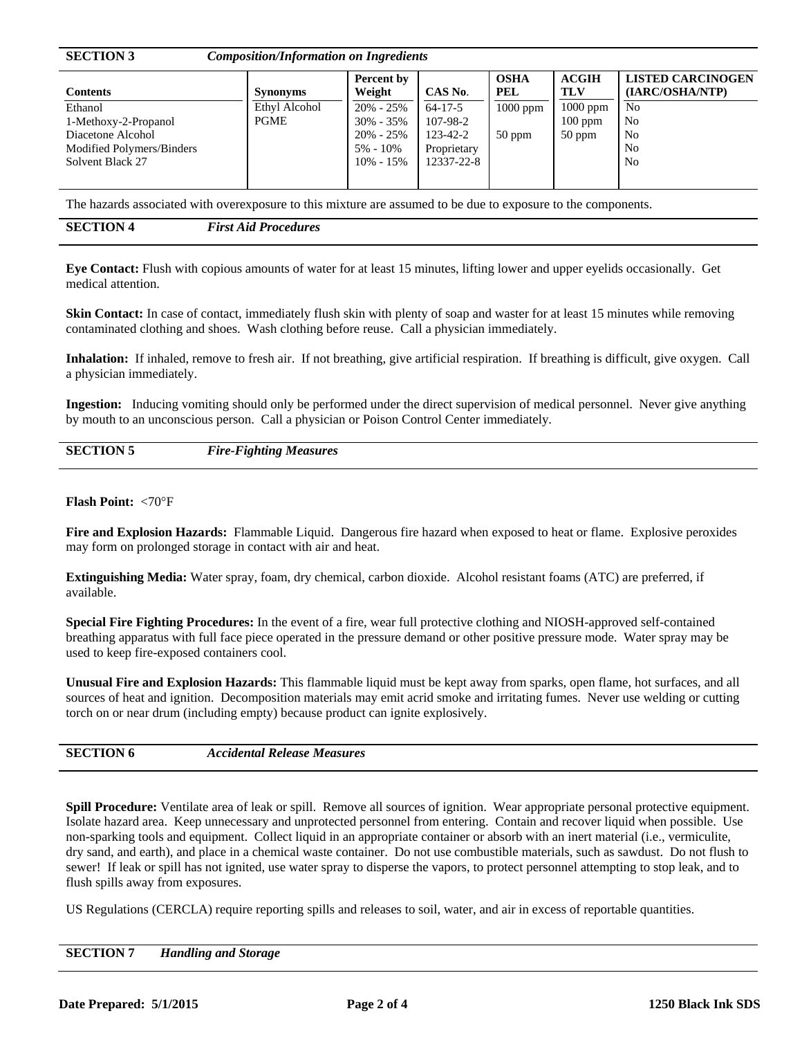## SECTION 3 *Composition/Information on Ingredients*

| Contents | Synonyms | Percent by Weight | CAS No. | OSHA PEL | ACGIH TLV | LISTED CARCINOGEN (IARC/OSHA/NTP) |
|---|---|---|---|---|---|---|
| Ethanol | Ethyl Alcohol | 20% - 25% | 64-17-5 | 1000 ppm | 1000 ppm | No |
| 1-Methoxy-2-Propanol | PGME | 30% - 35% | 107-98-2 | | 100 ppm | No |
| Diacetone Alcohol | | 20% - 25% | 123-42-2 | 50 ppm | 50 ppm | No |
| Modified Polymers/Binders | | 5% - 10% | Proprietary | | | No |
| Solvent Black 27 | | 10% - 15% | 12337-22-8 | | | No |

The hazards associated with overexposure to this mixture are assumed to be due to exposure to the components.

## SECTION 4 *First Aid Procedures*

**Eye Contact:** Flush with copious amounts of water for at least 15 minutes, lifting lower and upper eyelids occasionally. Get medical attention.

**Skin Contact:** In case of contact, immediately flush skin with plenty of soap and waster for at least 15 minutes while removing contaminated clothing and shoes. Wash clothing before reuse. Call a physician immediately.

**Inhalation:** If inhaled, remove to fresh air. If not breathing, give artificial respiration. If breathing is difficult, give oxygen. Call a physician immediately.

**Ingestion:** Inducing vomiting should only be performed under the direct supervision of medical personnel. Never give anything by mouth to an unconscious person. Call a physician or Poison Control Center immediately.

## SECTION 5 *Fire-Fighting Measures*

**Flash Point:** <70°F

**Fire and Explosion Hazards:** Flammable Liquid. Dangerous fire hazard when exposed to heat or flame. Explosive peroxides may form on prolonged storage in contact with air and heat.

**Extinguishing Media:** Water spray, foam, dry chemical, carbon dioxide. Alcohol resistant foams (ATC) are preferred, if available.

**Special Fire Fighting Procedures:** In the event of a fire, wear full protective clothing and NIOSH-approved self-contained breathing apparatus with full face piece operated in the pressure demand or other positive pressure mode. Water spray may be used to keep fire-exposed containers cool.

**Unusual Fire and Explosion Hazards:** This flammable liquid must be kept away from sparks, open flame, hot surfaces, and all sources of heat and ignition. Decomposition materials may emit acrid smoke and irritating fumes. Never use welding or cutting torch on or near drum (including empty) because product can ignite explosively.

## SECTION 6 *Accidental Release Measures*

**Spill Procedure:** Ventilate area of leak or spill. Remove all sources of ignition. Wear appropriate personal protective equipment. Isolate hazard area. Keep unnecessary and unprotected personnel from entering. Contain and recover liquid when possible. Use non-sparking tools and equipment. Collect liquid in an appropriate container or absorb with an inert material (i.e., vermiculite, dry sand, and earth), and place in a chemical waste container. Do not use combustible materials, such as sawdust. Do not flush to sewer! If leak or spill has not ignited, use water spray to disperse the vapors, to protect personnel attempting to stop leak, and to flush spills away from exposures.

US Regulations (CERCLA) require reporting spills and releases to soil, water, and air in excess of reportable quantities.

## SECTION 7 *Handling and Storage*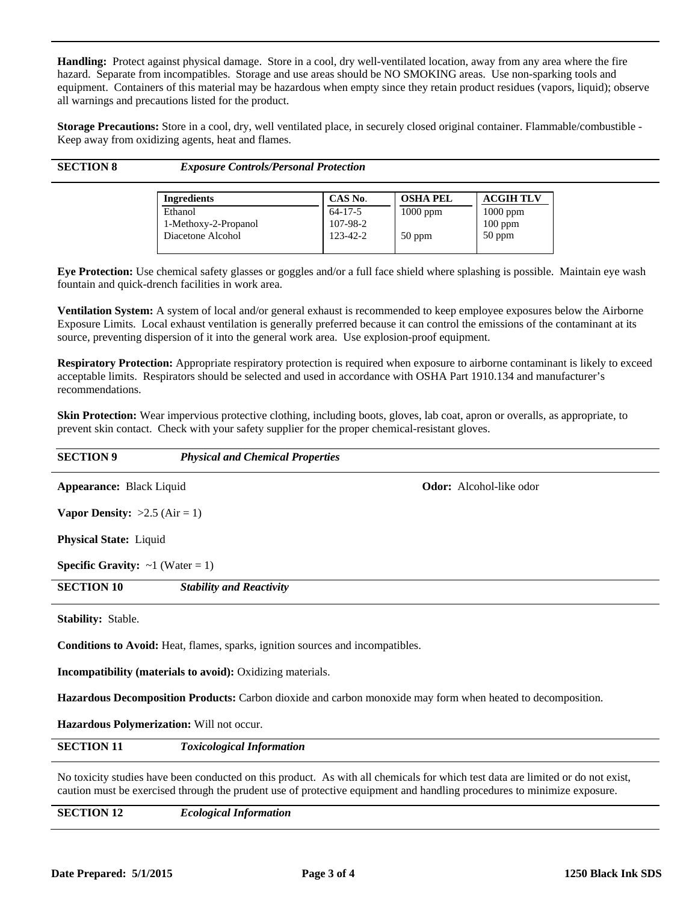**Handling:** Protect against physical damage. Store in a cool, dry well-ventilated location, away from any area where the fire hazard. Separate from incompatibles. Storage and use areas should be NO SMOKING areas. Use non-sparking tools and equipment. Containers of this material may be hazardous when empty since they retain product residues (vapors, liquid); observe all warnings and precautions listed for the product.

**Storage Precautions:** Store in a cool, dry, well ventilated place, in securely closed original container. Flammable/combustible - Keep away from oxidizing agents, heat and flames.

## SECTION 8 *Exposure Controls/Personal Protection*

| Ingredients | CAS No. | OSHA PEL | ACGIH TLV |
|---|---|---|---|
| Ethanol | 64-17-5 | 1000 ppm | 1000 ppm |
| 1-Methoxy-2-Propanol | 107-98-2 | | 100 ppm |
| Diacetone Alcohol | 123-42-2 | 50 ppm | 50 ppm |

**Eye Protection:** Use chemical safety glasses or goggles and/or a full face shield where splashing is possible. Maintain eye wash fountain and quick-drench facilities in work area.

**Ventilation System:** A system of local and/or general exhaust is recommended to keep employee exposures below the Airborne Exposure Limits. Local exhaust ventilation is generally preferred because it can control the emissions of the contaminant at its source, preventing dispersion of it into the general work area. Use explosion-proof equipment.

**Respiratory Protection:** Appropriate respiratory protection is required when exposure to airborne contaminant is likely to exceed acceptable limits. Respirators should be selected and used in accordance with OSHA Part 1910.134 and manufacturer's recommendations.

**Skin Protection:** Wear impervious protective clothing, including boots, gloves, lab coat, apron or overalls, as appropriate, to prevent skin contact. Check with your safety supplier for the proper chemical-resistant gloves.

## SECTION 9 *Physical and Chemical Properties*

**Appearance:** Black Liquid

**Odor:** Alcohol-like odor

**Vapor Density:** >2.5 (Air = 1)

**Physical State:** Liquid

**Specific Gravity:** ~1 (Water = 1)

## SECTION 10 *Stability and Reactivity*

**Stability:** Stable.

**Conditions to Avoid:** Heat, flames, sparks, ignition sources and incompatibles.

**Incompatibility (materials to avoid):** Oxidizing materials.

**Hazardous Decomposition Products:** Carbon dioxide and carbon monoxide may form when heated to decomposition.

**Hazardous Polymerization:** Will not occur.

## SECTION 11 *Toxicological Information*

No toxicity studies have been conducted on this product. As with all chemicals for which test data are limited or do not exist, caution must be exercised through the prudent use of protective equipment and handling procedures to minimize exposure.

## SECTION 12 *Ecological Information*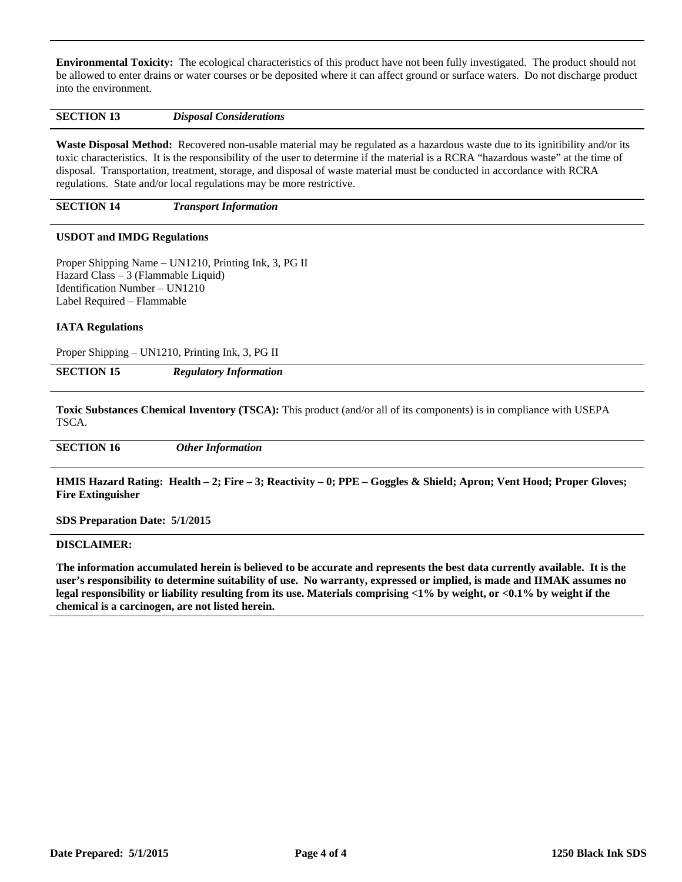**Environmental Toxicity:** The ecological characteristics of this product have not been fully investigated. The product should not be allowed to enter drains or water courses or be deposited where it can affect ground or surface waters. Do not discharge product into the environment.

## SECTION 13 *Disposal Considerations*

**Waste Disposal Method:** Recovered non-usable material may be regulated as a hazardous waste due to its ignitibility and/or its toxic characteristics. It is the responsibility of the user to determine if the material is a RCRA "hazardous waste" at the time of disposal. Transportation, treatment, storage, and disposal of waste material must be conducted in accordance with RCRA regulations. State and/or local regulations may be more restrictive.

## SECTION 14 *Transport Information*

**USDOT and IMDG Regulations**

Proper Shipping Name – UN1210, Printing Ink, 3, PG II
Hazard Class – 3 (Flammable Liquid)
Identification Number – UN1210
Label Required – Flammable

**IATA Regulations**

Proper Shipping – UN1210, Printing Ink, 3, PG II

## SECTION 15 *Regulatory Information*

**Toxic Substances Chemical Inventory (TSCA):** This product (and/or all of its components) is in compliance with USEPA TSCA.

## SECTION 16 *Other Information*

**HMIS Hazard Rating: Health – 2; Fire – 3; Reactivity – 0; PPE – Goggles & Shield; Apron; Vent Hood; Proper Gloves; Fire Extinguisher**

**SDS Preparation Date: 5/1/2015**

**DISCLAIMER:**

**The information accumulated herein is believed to be accurate and represents the best data currently available. It is the user's responsibility to determine suitability of use. No warranty, expressed or implied, is made and IIMAK assumes no legal responsibility or liability resulting from its use. Materials comprising <1% by weight, or <0.1% by weight if the chemical is a carcinogen, are not listed herein.**